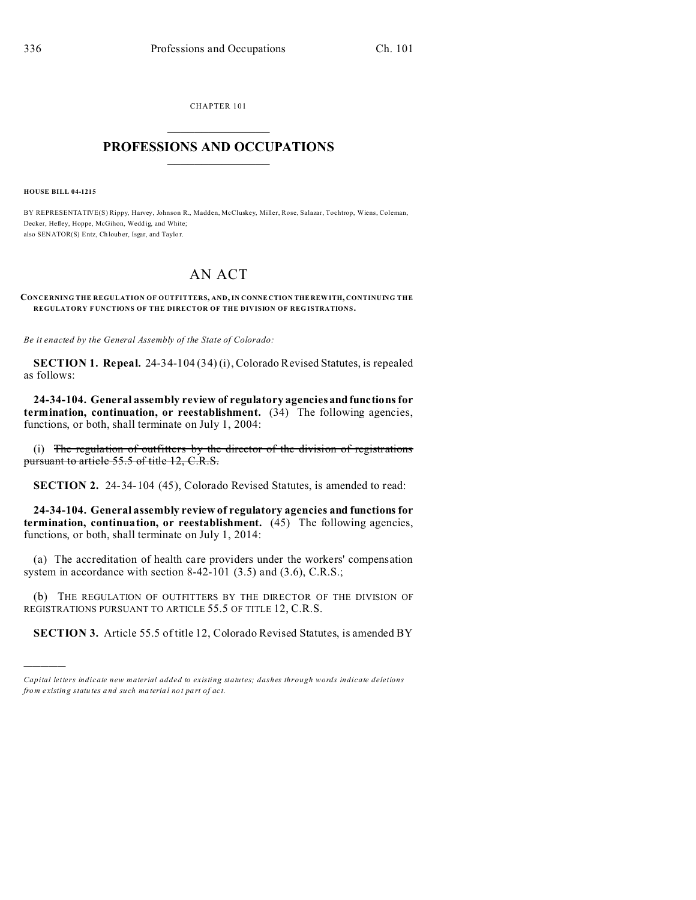CHAPTER 101

# PROFESSIONS AND OCCUPATIONS

**HOUSE BILL 04-1215**

BY REPRESENTATIVE(S) Rippy, Harvey, Johnson R., Madden, McCluskey, Miller, Rose, Salazar, Tochtrop, Wiens, Coleman, Decker, Hefley, Hoppe, McGihon, Weddig, and White;
also SENATOR(S) Entz, Chlouber, Isgar, and Taylor.

## AN ACT

**CONCERNING THE REGULATION OF OUTFITTERS, AND, IN CONNECTION THEREWITH, CONTINUING THE REGULATORY FUNCTIONS OF THE DIRECTOR OF THE DIVISION OF REGISTRATIONS.**

*Be it enacted by the General Assembly of the State of Colorado:*

**SECTION 1. Repeal.** 24-34-104 (34) (i), Colorado Revised Statutes, is repealed as follows:

**24-34-104. General assembly review of regulatory agencies and functions for termination, continuation, or reestablishment.** (34) The following agencies, functions, or both, shall terminate on July 1, 2004:

(i) ~~The regulation of outfitters by the director of the division of registrations pursuant to article 55.5 of title 12, C.R.S.~~

**SECTION 2.** 24-34-104 (45), Colorado Revised Statutes, is amended to read:

**24-34-104. General assembly review of regulatory agencies and functions for termination, continuation, or reestablishment.** (45) The following agencies, functions, or both, shall terminate on July 1, 2014:

(a) The accreditation of health care providers under the workers' compensation system in accordance with section 8-42-101 (3.5) and (3.6), C.R.S.;

(b) THE REGULATION OF OUTFITTERS BY THE DIRECTOR OF THE DIVISION OF REGISTRATIONS PURSUANT TO ARTICLE 55.5 OF TITLE 12, C.R.S.

**SECTION 3.** Article 55.5 of title 12, Colorado Revised Statutes, is amended BY

---

*Capital letters indicate new material added to existing statutes; dashes through words indicate deletions from existing statutes and such material not part of act.*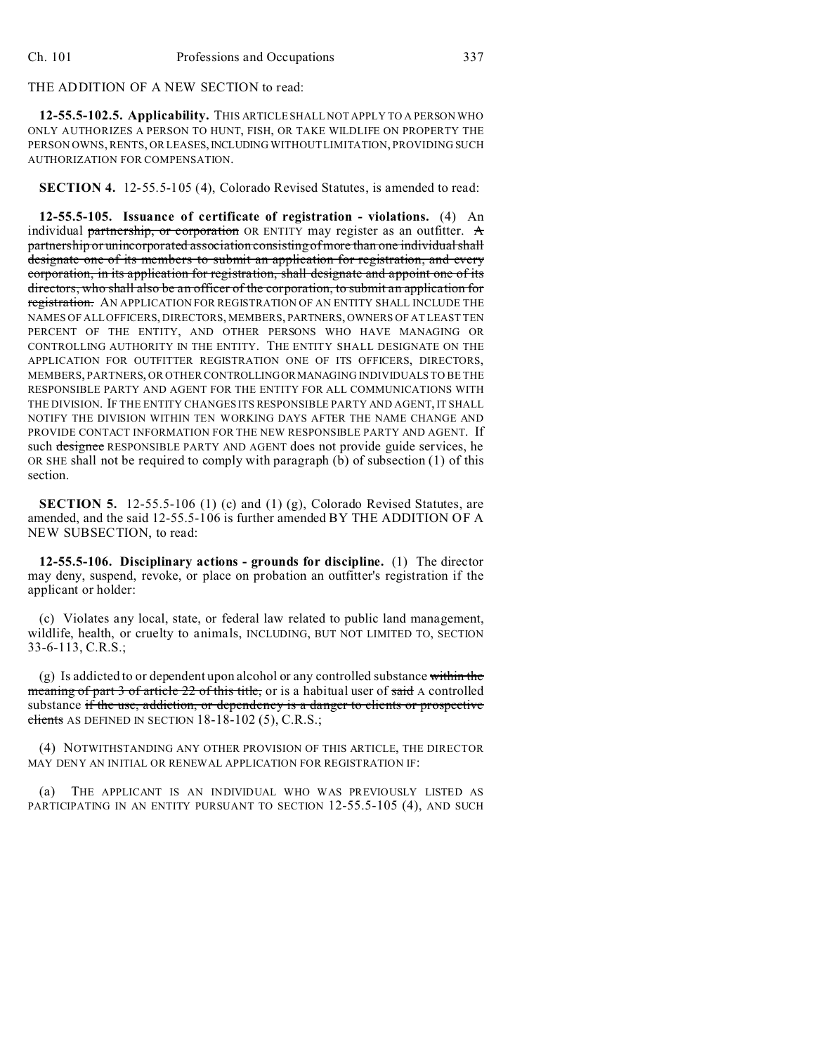THE ADDITION OF A NEW SECTION to read:

**12-55.5-102.5. Applicability.** THIS ARTICLE SHALL NOT APPLY TO A PERSON WHO ONLY AUTHORIZES A PERSON TO HUNT, FISH, OR TAKE WILDLIFE ON PROPERTY THE PERSON OWNS, RENTS, OR LEASES, INCLUDING WITHOUT LIMITATION, PROVIDING SUCH AUTHORIZATION FOR COMPENSATION.

**SECTION 4.** 12-55.5-105 (4), Colorado Revised Statutes, is amended to read:

**12-55.5-105. Issuance of certificate of registration - violations.** (4) An individual ~~partnership, or corporation~~ OR ENTITY may register as an outfitter. ~~A partnership or unincorporated association consisting of more than one individual shall designate one of its members to submit an application for registration, and every corporation, in its application for registration, shall designate and appoint one of its directors, who shall also be an officer of the corporation, to submit an application for registration.~~ AN APPLICATION FOR REGISTRATION OF AN ENTITY SHALL INCLUDE THE NAMES OF ALL OFFICERS, DIRECTORS, MEMBERS, PARTNERS, OWNERS OF AT LEAST TEN PERCENT OF THE ENTITY, AND OTHER PERSONS WHO HAVE MANAGING OR CONTROLLING AUTHORITY IN THE ENTITY. THE ENTITY SHALL DESIGNATE ON THE APPLICATION FOR OUTFITTER REGISTRATION ONE OF ITS OFFICERS, DIRECTORS, MEMBERS, PARTNERS, OR OTHER CONTROLLING OR MANAGING INDIVIDUALS TO BE THE RESPONSIBLE PARTY AND AGENT FOR THE ENTITY FOR ALL COMMUNICATIONS WITH THE DIVISION. IF THE ENTITY CHANGES ITS RESPONSIBLE PARTY AND AGENT, IT SHALL NOTIFY THE DIVISION WITHIN TEN WORKING DAYS AFTER THE NAME CHANGE AND PROVIDE CONTACT INFORMATION FOR THE NEW RESPONSIBLE PARTY AND AGENT. If such ~~designee~~ RESPONSIBLE PARTY AND AGENT does not provide guide services, he OR SHE shall not be required to comply with paragraph (b) of subsection (1) of this section.

**SECTION 5.** 12-55.5-106 (1) (c) and (1) (g), Colorado Revised Statutes, are amended, and the said 12-55.5-106 is further amended BY THE ADDITION OF A NEW SUBSECTION, to read:

**12-55.5-106. Disciplinary actions - grounds for discipline.** (1) The director may deny, suspend, revoke, or place on probation an outfitter's registration if the applicant or holder:

(c) Violates any local, state, or federal law related to public land management, wildlife, health, or cruelty to animals, INCLUDING, BUT NOT LIMITED TO, SECTION 33-6-113, C.R.S.;

(g) Is addicted to or dependent upon alcohol or any controlled substance ~~within the meaning of part 3 of article 22 of this title,~~ or is a habitual user of ~~said~~ A controlled substance ~~if the use, addiction, or dependency is a danger to clients or prospective clients~~ AS DEFINED IN SECTION 18-18-102 (5), C.R.S.;

(4) NOTWITHSTANDING ANY OTHER PROVISION OF THIS ARTICLE, THE DIRECTOR MAY DENY AN INITIAL OR RENEWAL APPLICATION FOR REGISTRATION IF:

(a) THE APPLICANT IS AN INDIVIDUAL WHO WAS PREVIOUSLY LISTED AS PARTICIPATING IN AN ENTITY PURSUANT TO SECTION 12-55.5-105 (4), AND SUCH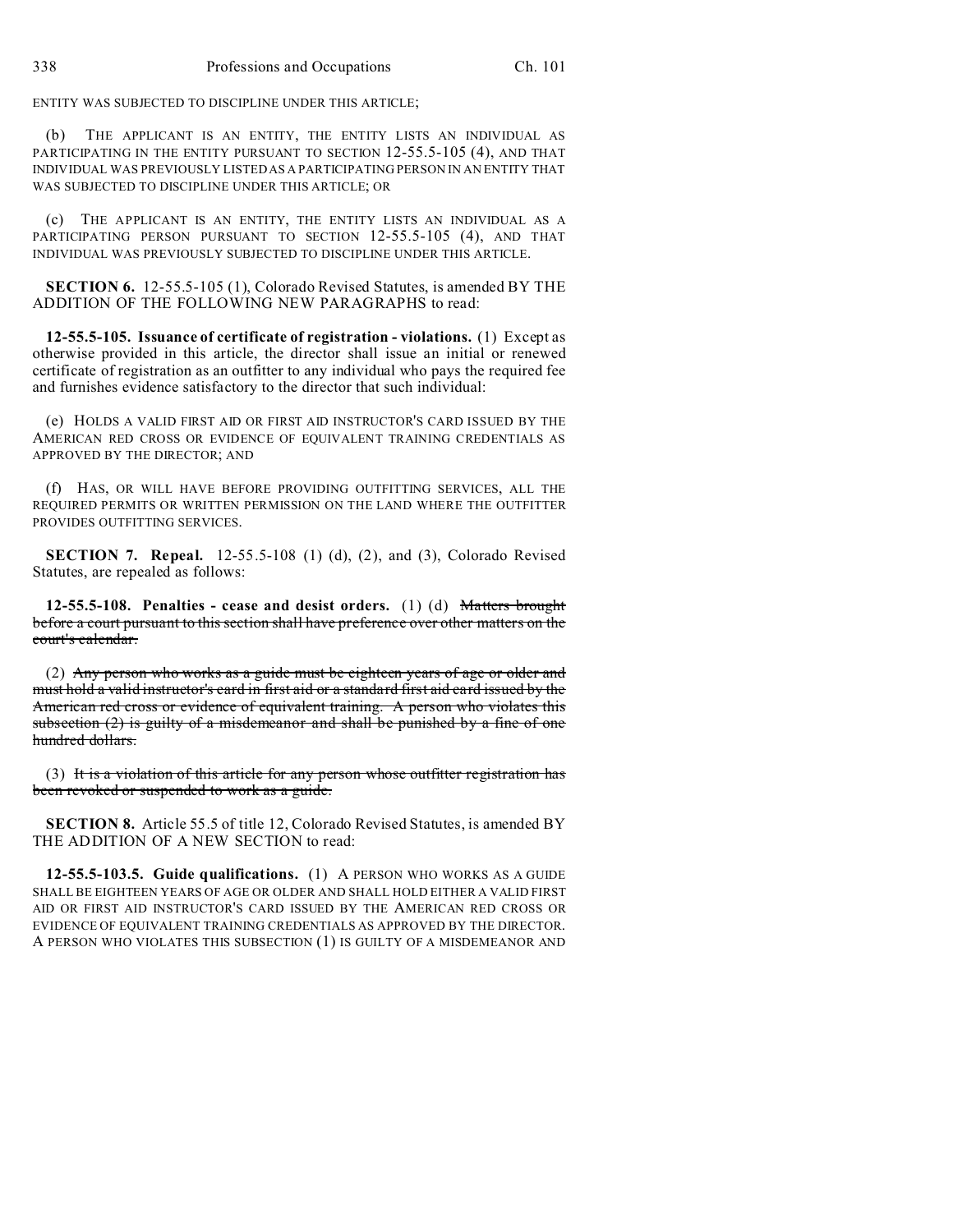ENTITY WAS SUBJECTED TO DISCIPLINE UNDER THIS ARTICLE;

(b) THE APPLICANT IS AN ENTITY, THE ENTITY LISTS AN INDIVIDUAL AS PARTICIPATING IN THE ENTITY PURSUANT TO SECTION 12-55.5-105 (4), AND THAT INDIVIDUAL WAS PREVIOUSLY LISTED AS A PARTICIPATING PERSON IN AN ENTITY THAT WAS SUBJECTED TO DISCIPLINE UNDER THIS ARTICLE; OR

(c) THE APPLICANT IS AN ENTITY, THE ENTITY LISTS AN INDIVIDUAL AS A PARTICIPATING PERSON PURSUANT TO SECTION 12-55.5-105 (4), AND THAT INDIVIDUAL WAS PREVIOUSLY SUBJECTED TO DISCIPLINE UNDER THIS ARTICLE.

**SECTION 6.** 12-55.5-105 (1), Colorado Revised Statutes, is amended BY THE ADDITION OF THE FOLLOWING NEW PARAGRAPHS to read:

**12-55.5-105. Issuance of certificate of registration - violations.** (1) Except as otherwise provided in this article, the director shall issue an initial or renewed certificate of registration as an outfitter to any individual who pays the required fee and furnishes evidence satisfactory to the director that such individual:

(e) HOLDS A VALID FIRST AID OR FIRST AID INSTRUCTOR'S CARD ISSUED BY THE AMERICAN RED CROSS OR EVIDENCE OF EQUIVALENT TRAINING CREDENTIALS AS APPROVED BY THE DIRECTOR; AND

(f) HAS, OR WILL HAVE BEFORE PROVIDING OUTFITTING SERVICES, ALL THE REQUIRED PERMITS OR WRITTEN PERMISSION ON THE LAND WHERE THE OUTFITTER PROVIDES OUTFITTING SERVICES.

**SECTION 7. Repeal.** 12-55.5-108 (1) (d), (2), and (3), Colorado Revised Statutes, are repealed as follows:

**12-55.5-108. Penalties - cease and desist orders.** (1) (d) ~~Matters brought before a court pursuant to this section shall have preference over other matters on the court's calendar.~~

(2) ~~Any person who works as a guide must be eighteen years of age or older and must hold a valid instructor's card in first aid or a standard first aid card issued by the American red cross or evidence of equivalent training. A person who violates this subsection (2) is guilty of a misdemeanor and shall be punished by a fine of one hundred dollars.~~

(3) ~~It is a violation of this article for any person whose outfitter registration has been revoked or suspended to work as a guide.~~

**SECTION 8.** Article 55.5 of title 12, Colorado Revised Statutes, is amended BY THE ADDITION OF A NEW SECTION to read:

**12-55.5-103.5. Guide qualifications.** (1) A PERSON WHO WORKS AS A GUIDE SHALL BE EIGHTEEN YEARS OF AGE OR OLDER AND SHALL HOLD EITHER A VALID FIRST AID OR FIRST AID INSTRUCTOR'S CARD ISSUED BY THE AMERICAN RED CROSS OR EVIDENCE OF EQUIVALENT TRAINING CREDENTIALS AS APPROVED BY THE DIRECTOR. A PERSON WHO VIOLATES THIS SUBSECTION (1) IS GUILTY OF A MISDEMEANOR AND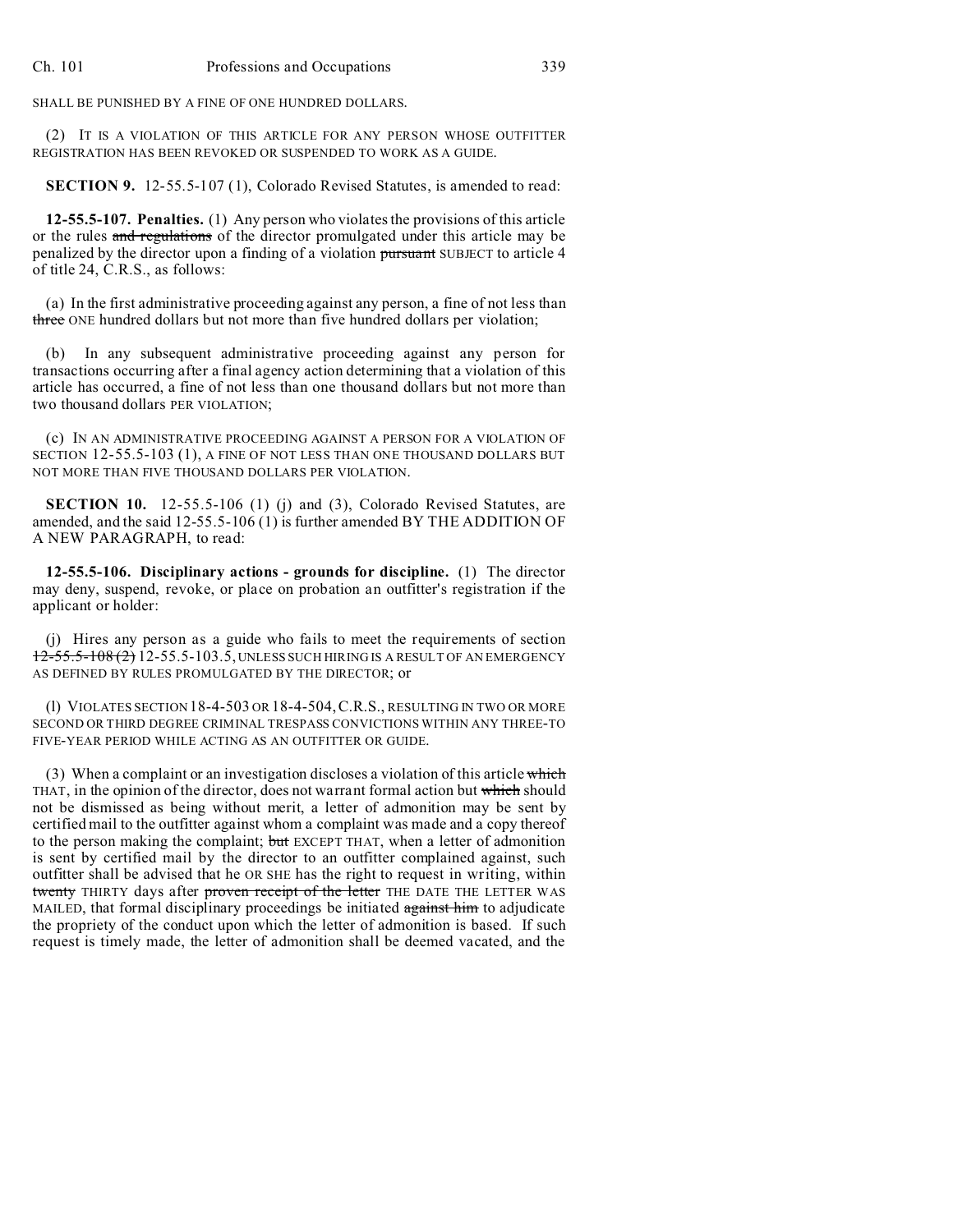SHALL BE PUNISHED BY A FINE OF ONE HUNDRED DOLLARS.

(2) IT IS A VIOLATION OF THIS ARTICLE FOR ANY PERSON WHOSE OUTFITTER REGISTRATION HAS BEEN REVOKED OR SUSPENDED TO WORK AS A GUIDE.

**SECTION 9.** 12-55.5-107 (1), Colorado Revised Statutes, is amended to read:

**12-55.5-107. Penalties.** (1) Any person who violates the provisions of this article or the rules ~~and regulations~~ of the director promulgated under this article may be penalized by the director upon a finding of a violation ~~pursuant~~ SUBJECT to article 4 of title 24, C.R.S., as follows:

(a) In the first administrative proceeding against any person, a fine of not less than ~~three~~ ONE hundred dollars but not more than five hundred dollars per violation;

(b) In any subsequent administrative proceeding against any person for transactions occurring after a final agency action determining that a violation of this article has occurred, a fine of not less than one thousand dollars but not more than two thousand dollars PER VIOLATION;

(c) IN AN ADMINISTRATIVE PROCEEDING AGAINST A PERSON FOR A VIOLATION OF SECTION 12-55.5-103 (1), A FINE OF NOT LESS THAN ONE THOUSAND DOLLARS BUT NOT MORE THAN FIVE THOUSAND DOLLARS PER VIOLATION.

**SECTION 10.** 12-55.5-106 (1) (j) and (3), Colorado Revised Statutes, are amended, and the said 12-55.5-106 (1) is further amended BY THE ADDITION OF A NEW PARAGRAPH, to read:

**12-55.5-106. Disciplinary actions - grounds for discipline.** (1) The director may deny, suspend, revoke, or place on probation an outfitter's registration if the applicant or holder:

(j) Hires any person as a guide who fails to meet the requirements of section ~~12-55.5-108 (2)~~ 12-55.5-103.5, UNLESS SUCH HIRING IS A RESULT OF AN EMERGENCY AS DEFINED BY RULES PROMULGATED BY THE DIRECTOR; or

(l) VIOLATES SECTION 18-4-503 OR 18-4-504, C.R.S., RESULTING IN TWO OR MORE SECOND OR THIRD DEGREE CRIMINAL TRESPASS CONVICTIONS WITHIN ANY THREE-TO FIVE-YEAR PERIOD WHILE ACTING AS AN OUTFITTER OR GUIDE.

(3) When a complaint or an investigation discloses a violation of this article ~~which~~ THAT, in the opinion of the director, does not warrant formal action but ~~which~~ should not be dismissed as being without merit, a letter of admonition may be sent by certified mail to the outfitter against whom a complaint was made and a copy thereof to the person making the complaint; ~~but~~ EXCEPT THAT, when a letter of admonition is sent by certified mail by the director to an outfitter complained against, such outfitter shall be advised that he OR SHE has the right to request in writing, within ~~twenty~~ THIRTY days after ~~proven receipt of the letter~~ THE DATE THE LETTER WAS MAILED, that formal disciplinary proceedings be initiated ~~against him~~ to adjudicate the propriety of the conduct upon which the letter of admonition is based. If such request is timely made, the letter of admonition shall be deemed vacated, and the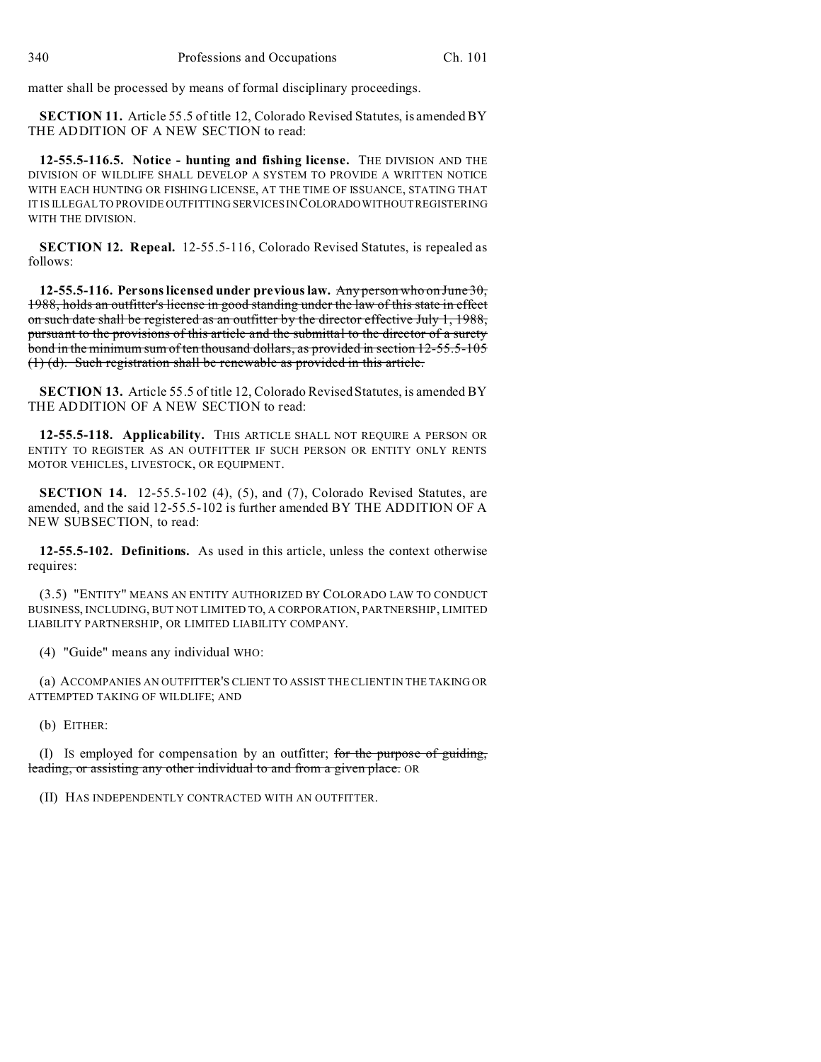matter shall be processed by means of formal disciplinary proceedings.

**SECTION 11.** Article 55.5 of title 12, Colorado Revised Statutes, is amended BY THE ADDITION OF A NEW SECTION to read:

**12-55.5-116.5. Notice - hunting and fishing license.** THE DIVISION AND THE DIVISION OF WILDLIFE SHALL DEVELOP A SYSTEM TO PROVIDE A WRITTEN NOTICE WITH EACH HUNTING OR FISHING LICENSE, AT THE TIME OF ISSUANCE, STATING THAT IT IS ILLEGAL TO PROVIDE OUTFITTING SERVICES IN COLORADO WITHOUT REGISTERING WITH THE DIVISION.

**SECTION 12. Repeal.** 12-55.5-116, Colorado Revised Statutes, is repealed as follows:

**12-55.5-116. Persons licensed under previous law.** ~~Any person who on June 30, 1988, holds an outfitter's license in good standing under the law of this state in effect on such date shall be registered as an outfitter by the director effective July 1, 1988, pursuant to the provisions of this article and the submittal to the director of a surety bond in the minimum sum of ten thousand dollars, as provided in section 12-55.5-105 (1) (d). Such registration shall be renewable as provided in this article.~~

**SECTION 13.** Article 55.5 of title 12, Colorado Revised Statutes, is amended BY THE ADDITION OF A NEW SECTION to read:

**12-55.5-118. Applicability.** THIS ARTICLE SHALL NOT REQUIRE A PERSON OR ENTITY TO REGISTER AS AN OUTFITTER IF SUCH PERSON OR ENTITY ONLY RENTS MOTOR VEHICLES, LIVESTOCK, OR EQUIPMENT.

**SECTION 14.** 12-55.5-102 (4), (5), and (7), Colorado Revised Statutes, are amended, and the said 12-55.5-102 is further amended BY THE ADDITION OF A NEW SUBSECTION, to read:

**12-55.5-102. Definitions.** As used in this article, unless the context otherwise requires:

(3.5) "ENTITY" MEANS AN ENTITY AUTHORIZED BY COLORADO LAW TO CONDUCT BUSINESS, INCLUDING, BUT NOT LIMITED TO, A CORPORATION, PARTNERSHIP, LIMITED LIABILITY PARTNERSHIP, OR LIMITED LIABILITY COMPANY.

(4) "Guide" means any individual WHO:

(a) ACCOMPANIES AN OUTFITTER'S CLIENT TO ASSIST THE CLIENT IN THE TAKING OR ATTEMPTED TAKING OF WILDLIFE; AND

(b) EITHER:

(I) Is employed for compensation by an outfitter; ~~for the purpose of guiding, leading, or assisting any other individual to and from a given place.~~ OR

(II) HAS INDEPENDENTLY CONTRACTED WITH AN OUTFITTER.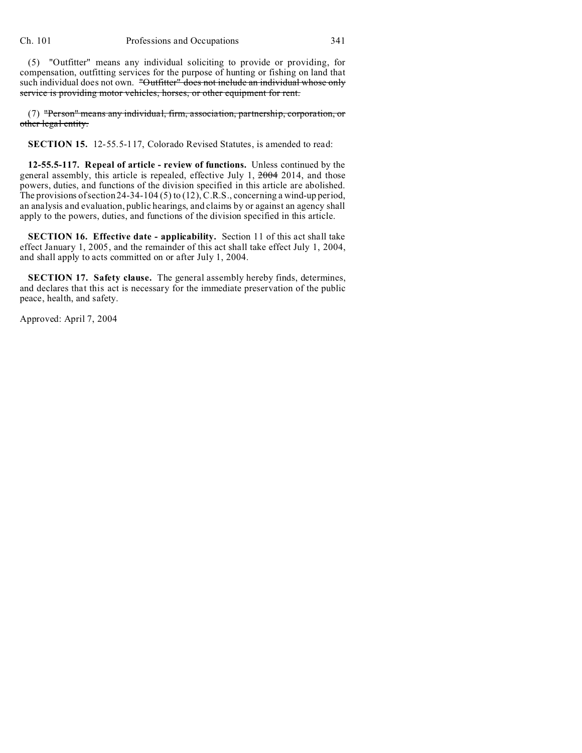(5) "Outfitter" means any individual soliciting to provide or providing, for compensation, outfitting services for the purpose of hunting or fishing on land that such individual does not own. ~~"Outfitter" does not include an individual whose only service is providing motor vehicles, horses, or other equipment for rent.~~

(7) ~~"Person" means any individual, firm, association, partnership, corporation, or other legal entity.~~

**SECTION 15.** 12-55.5-117, Colorado Revised Statutes, is amended to read:

**12-55.5-117. Repeal of article - review of functions.** Unless continued by the general assembly, this article is repealed, effective July 1, ~~2004~~ 2014, and those powers, duties, and functions of the division specified in this article are abolished. The provisions of section 24-34-104 (5) to (12), C.R.S., concerning a wind-up period, an analysis and evaluation, public hearings, and claims by or against an agency shall apply to the powers, duties, and functions of the division specified in this article.

**SECTION 16. Effective date - applicability.** Section 11 of this act shall take effect January 1, 2005, and the remainder of this act shall take effect July 1, 2004, and shall apply to acts committed on or after July 1, 2004.

**SECTION 17. Safety clause.** The general assembly hereby finds, determines, and declares that this act is necessary for the immediate preservation of the public peace, health, and safety.

Approved: April 7, 2004